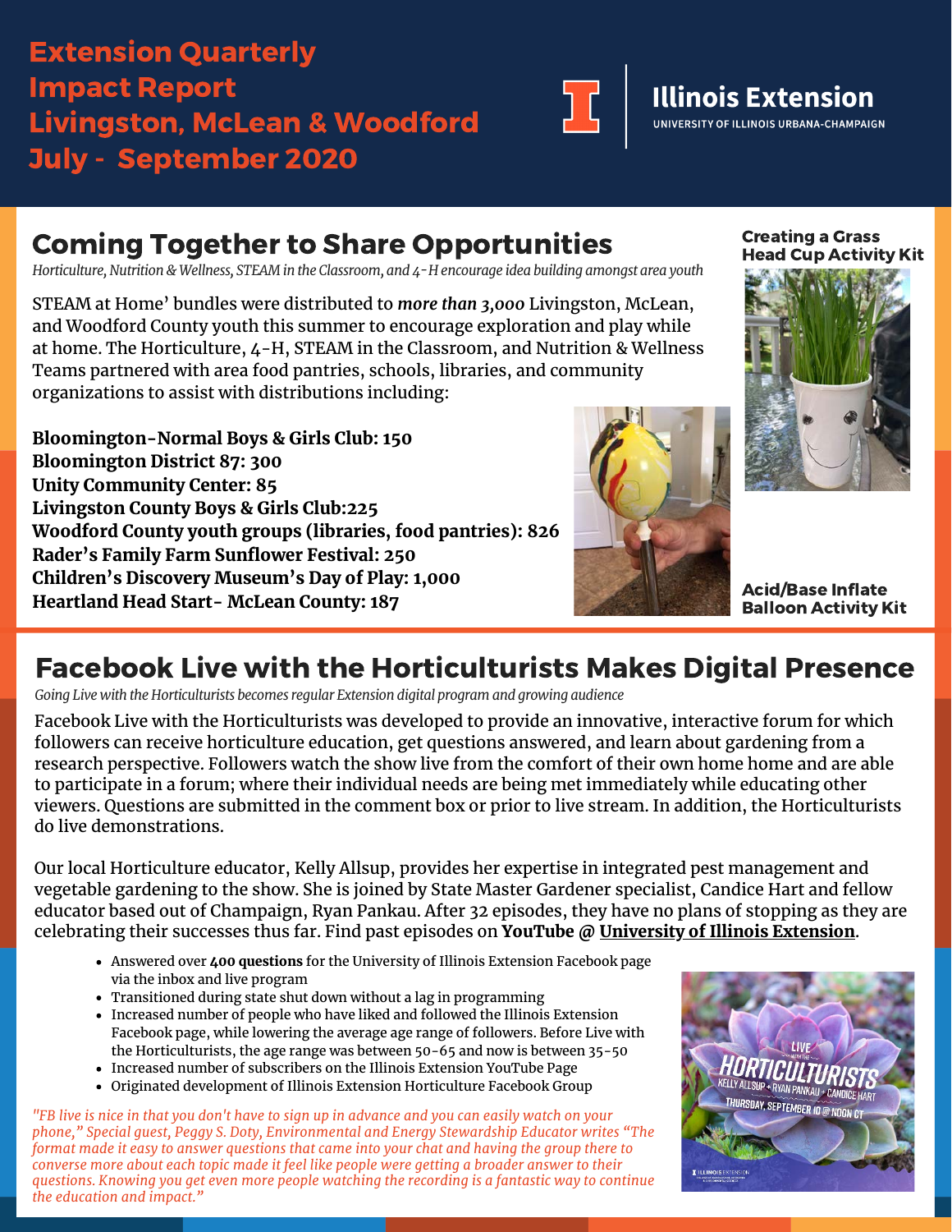# Extension Quarterly Impact Report Livingston, McLean & Woodford July - September 2020

**Illinois Extension**
UNIVERSITY OF ILLINOIS URBANA-CHAMPAIGN

## Coming Together to Share Opportunities

*Horticulture, Nutrition & Wellness, STEAM in the Classroom, and 4-H encourage idea building amongst area youth*

STEAM at Home' bundles were distributed to ***more than 3,000*** Livingston, McLean, and Woodford County youth this summer to encourage exploration and play while at home. The Horticulture, 4-H, STEAM in the Classroom, and Nutrition & Wellness Teams partnered with area food pantries, schools, libraries, and community organizations to assist with distributions including:

**Bloomington-Normal Boys & Girls Club: 150**
**Bloomington District 87: 300**
**Unity Community Center: 85**
**Livingston County Boys & Girls Club:225**
**Woodford County youth groups (libraries, food pantries): 826**
**Rader's Family Farm Sunflower Festival: 250**
**Children's Discovery Museum's Day of Play: 1,000**
**Heartland Head Start- McLean County: 187**

**Creating a Grass Head Cup Activity Kit**

**Acid/Base Inflate Balloon Activity Kit**

## Facebook Live with the Horticulturists Makes Digital Presence

*Going Live with the Horticulturists becomes regular Extension digital program and growing audience*

Facebook Live with the Horticulturists was developed to provide an innovative, interactive forum for which followers can receive horticulture education, get questions answered, and learn about gardening from a research perspective. Followers watch the show live from the comfort of their own home home and are able to participate in a forum; where their individual needs are being met immediately while educating other viewers. Questions are submitted in the comment box or prior to live stream. In addition, the Horticulturists do live demonstrations.

Our local Horticulture educator, Kelly Allsup, provides her expertise in integrated pest management and vegetable gardening to the show. She is joined by State Master Gardener specialist, Candice Hart and fellow educator based out of Champaign, Ryan Pankau. After 32 episodes, they have no plans of stopping as they are celebrating their successes thus far. Find past episodes on **YouTube @ University of Illinois Extension**.

- Answered over **400 questions** for the University of Illinois Extension Facebook page via the inbox and live program
- Transitioned during state shut down without a lag in programming
- Increased number of people who have liked and followed the Illinois Extension Facebook page, while lowering the average age range of followers. Before Live with the Horticulturists, the age range was between 50-65 and now is between 35-50
- Increased number of subscribers on the Illinois Extension YouTube Page
- Originated development of Illinois Extension Horticulture Facebook Group

*"FB live is nice in that you don't have to sign up in advance and you can easily watch on your phone," Special guest, Peggy S. Doty, Environmental and Energy Stewardship Educator writes "The format made it easy to answer questions that came into your chat and having the group there to converse more about each topic made it feel like people were getting a broader answer to their questions. Knowing you get even more people watching the recording is a fantastic way to continue the education and impact."*

LIVE WITH THE HORTICULTURISTS
KELLY ALLSUP • RYAN PANKAU • CANDICE HART
THURSDAY, SEPTEMBER 10 @ NOON CT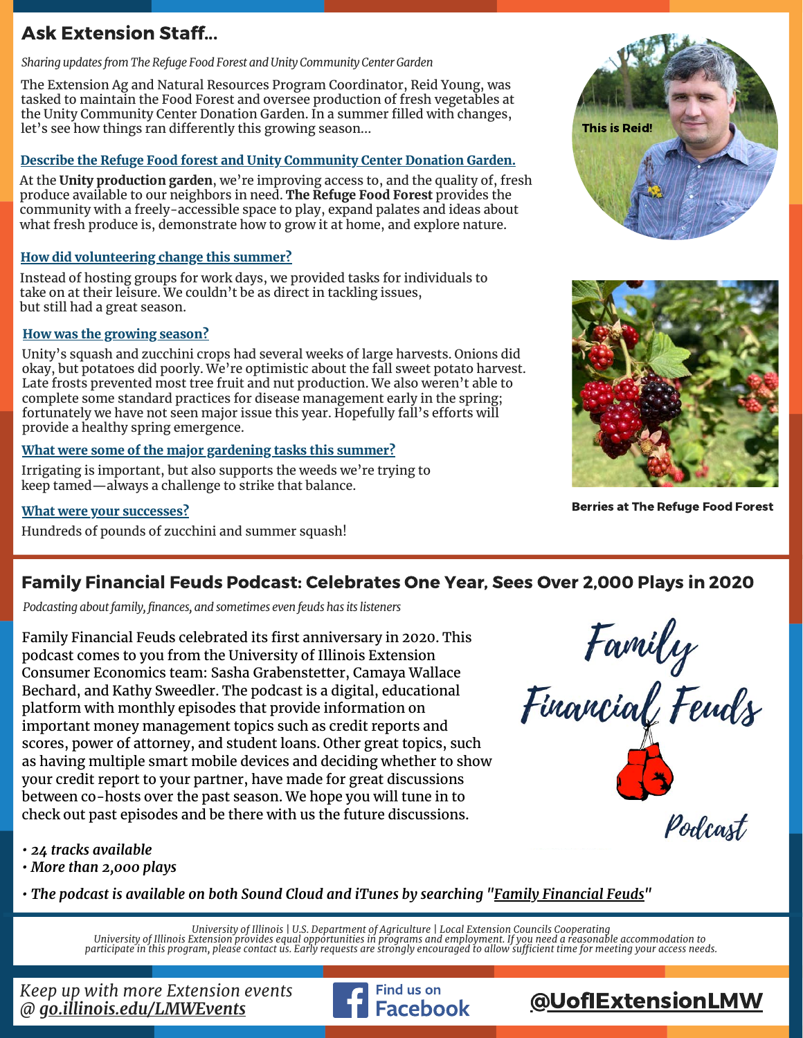## Ask Extension Staff...

*Sharing updates from The Refuge Food Forest and Unity Community Center Garden*

The Extension Ag and Natural Resources Program Coordinator, Reid Young, was tasked to maintain the Food Forest and oversee production of fresh vegetables at the Unity Community Center Donation Garden. In a summer filled with changes, let's see how things ran differently this growing season...

This is Reid!

### Describe the Refuge Food forest and Unity Community Center Donation Garden.

At the **Unity production garden**, we're improving access to, and the quality of, fresh produce available to our neighbors in need. **The Refuge Food Forest** provides the community with a freely-accessible space to play, expand palates and ideas about what fresh produce is, demonstrate how to grow it at home, and explore nature.

### How did volunteering change this summer?

Instead of hosting groups for work days, we provided tasks for individuals to take on at their leisure. We couldn't be as direct in tackling issues, but still had a great season.

### How was the growing season?

Unity's squash and zucchini crops had several weeks of large harvests. Onions did okay, but potatoes did poorly. We're optimistic about the fall sweet potato harvest. Late frosts prevented most tree fruit and nut production. We also weren't able to complete some standard practices for disease management early in the spring; fortunately we have not seen major issue this year. Hopefully fall's efforts will provide a healthy spring emergence.

### What were some of the major gardening tasks this summer?

Irrigating is important, but also supports the weeds we're trying to keep tamed—always a challenge to strike that balance.

### What were your successes?

Hundreds of pounds of zucchini and summer squash!

Berries at The Refuge Food Forest

## Family Financial Feuds Podcast: Celebrates One Year, Sees Over 2,000 Plays in 2020

*Podcasting about family, finances, and sometimes even feuds has its listeners*

Family Financial Feuds celebrated its first anniversary in 2020. This podcast comes to you from the University of Illinois Extension Consumer Economics team: Sasha Grabenstetter, Camaya Wallace Bechard, and Kathy Sweedler. The podcast is a digital, educational platform with monthly episodes that provide information on important money management topics such as credit reports and scores, power of attorney, and student loans. Other great topics, such as having multiple smart mobile devices and deciding whether to show your credit report to your partner, have made for great discussions between co-hosts over the past season. We hope you will tune in to check out past episodes and be there with us the future discussions.

Family Financial Feuds Podcast

- *24 tracks available*
- *More than 2,000 plays*
- *The podcast is available on both Sound Cloud and iTunes by searching "Family Financial Feuds"*

*University of Illinois | U.S. Department of Agriculture | Local Extension Councils Cooperating University of Illinois Extension provides equal opportunities in programs and employment. If you need a reasonable accommodation to participate in this program, please contact us. Early requests are strongly encouraged to allow sufficient time for meeting your access needs.*

*Keep up with more Extension events @ go.illinois.edu/LMWEvents*

Find us on Facebook **@UofIExtensionLMW**